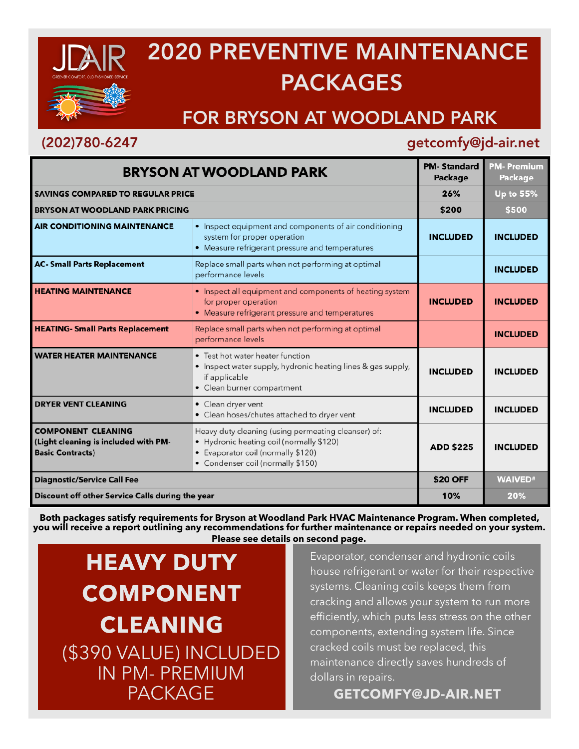# 2020 PREVENTIVE MAINTENANCE PACKAGES

## FOR BRYSON AT WOODLAND PARK

JDAIR — GREENER COMFORT. OLD-FASHIONED SERVICE.

(202)780-6247 getcomfy@jd-air.net

| BRYSON AT WOODLAND PARK | | PM- Standard Package | PM- Premium Package |
|---|---|---|---|
| **SAVINGS COMPARED TO REGULAR PRICE** | | 26% | Up to 55% |
| **BRYSON AT WOODLAND PARK PRICING** | | $200 | $500 |
| **AIR CONDITIONING MAINTENANCE** | • Inspect equipment and components of air conditioning system for proper operation<br>• Measure refrigerant pressure and temperatures | INCLUDED | INCLUDED |
| **AC- Small Parts Replacement** | Replace small parts when not performing at optimal performance levels | | INCLUDED |
| **HEATING MAINTENANCE** | • Inspect all equipment and components of heating system for proper operation<br>• Measure refrigerant pressure and temperatures | INCLUDED | INCLUDED |
| **HEATING- Small Parts Replacement** | Replace small parts when not performing at optimal performance levels | | INCLUDED |
| **WATER HEATER MAINTENANCE** | • Test hot water heater function<br>• Inspect water supply, hydronic heating lines & gas supply, if applicable<br>• Clean burner compartment | INCLUDED | INCLUDED |
| **DRYER VENT CLEANING** | • Clean dryer vent<br>• Clean hoses/chutes attached to dryer vent | INCLUDED | INCLUDED |
| **COMPONENT CLEANING (Light cleaning is included with PM-Basic Contracts)** | Heavy duty cleaning (using permeating cleanser) of:<br>• Hydronic heating coil (normally $120)<br>• Evaporator coil (normally $120)<br>• Condenser coil (normally $150) | ADD $225 | INCLUDED |
| **Diagnostic/Service Call Fee** | | $20 OFF | WAIVED# |
| **Discount off other Service Calls during the year** | | 10% | 20% |

**Both packages satisfy requirements for Bryson at Woodland Park HVAC Maintenance Program. When completed, you will receive a report outlining any recommendations for further maintenance or repairs needed on your system. Please see details on second page.**

## HEAVY DUTY COMPONENT CLEANING

($390 VALUE) INCLUDED IN PM- PREMIUM PACKAGE

Evaporator, condenser and hydronic coils house refrigerant or water for their respective systems. Cleaning coils keeps them from cracking and allows your system to run more efficiently, which puts less stress on the other components, extending system life. Since cracked coils must be replaced, this maintenance directly saves hundreds of dollars in repairs.

**GETCOMFY@JD-AIR.NET**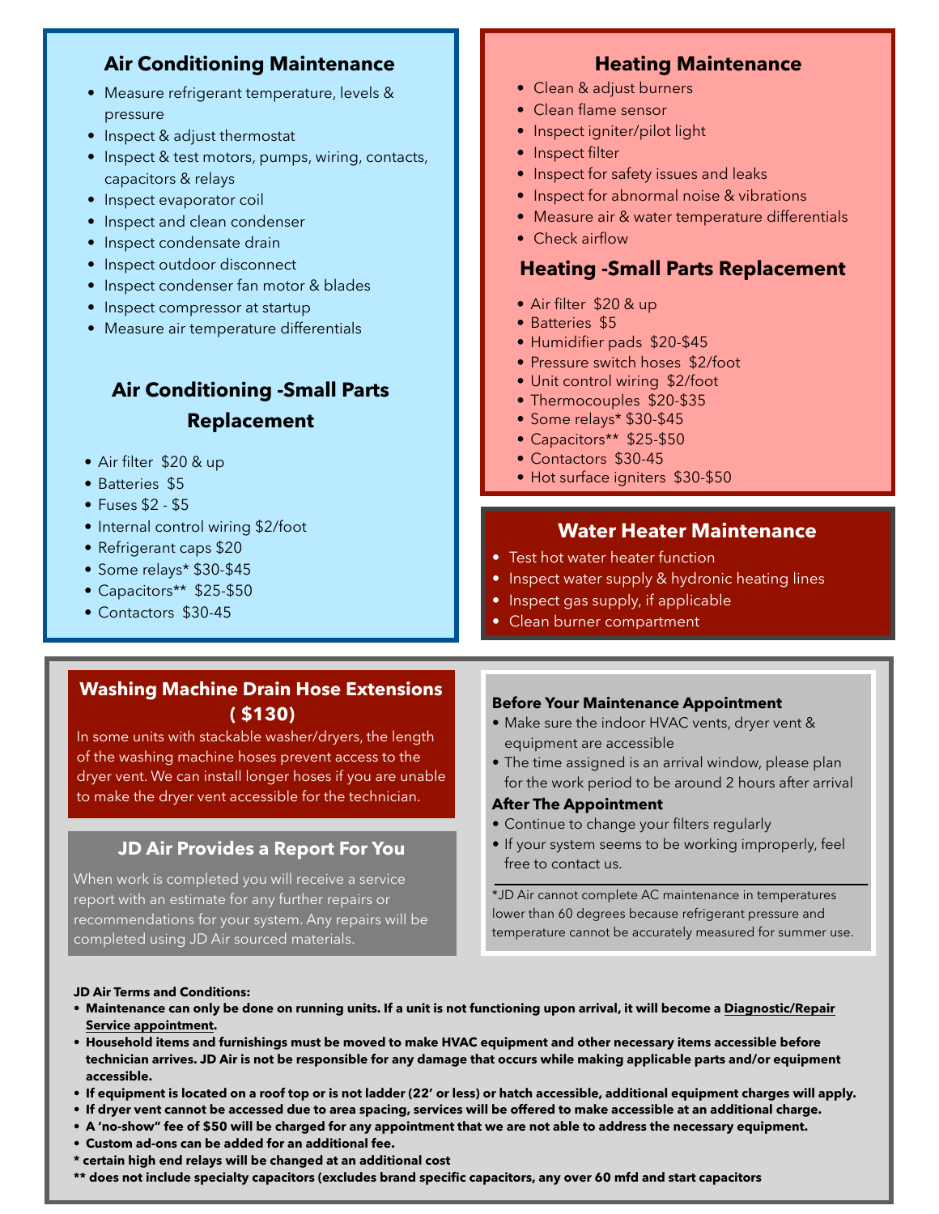## Air Conditioning Maintenance

- Measure refrigerant temperature, levels & pressure
- Inspect & adjust thermostat
- Inspect & test motors, pumps, wiring, contacts, capacitors & relays
- Inspect evaporator coil
- Inspect and clean condenser
- Inspect condensate drain
- Inspect outdoor disconnect
- Inspect condenser fan motor & blades
- Inspect compressor at startup
- Measure air temperature differentials

## Air Conditioning -Small Parts Replacement

- Air filter $20 & up
- Batteries $5
- Fuses $2 - $5
- Internal control wiring $2/foot
- Refrigerant caps $20
- Some relays* $30-$45
- Capacitors** $25-$50
- Contactors $30-45

## Heating Maintenance

- Clean & adjust burners
- Clean flame sensor
- Inspect igniter/pilot light
- Inspect filter
- Inspect for safety issues and leaks
- Inspect for abnormal noise & vibrations
- Measure air & water temperature differentials
- Check airflow

## Heating -Small Parts Replacement

- Air filter $20 & up
- Batteries $5
- Humidifier pads $20-$45
- Pressure switch hoses $2/foot
- Unit control wiring $2/foot
- Thermocouples $20-$35
- Some relays* $30-$45
- Capacitors** $25-$50
- Contactors $30-45
- Hot surface igniters $30-$50

## Water Heater Maintenance

- Test hot water heater function
- Inspect water supply & hydronic heating lines
- Inspect gas supply, if applicable
- Clean burner compartment

## Washing Machine Drain Hose Extensions ( $130)

In some units with stackable washer/dryers, the length of the washing machine hoses prevent access to the dryer vent. We can install longer hoses if you are unable to make the dryer vent accessible for the technician.

## JD Air Provides a Report For You

When work is completed you will receive a service report with an estimate for any further repairs or recommendations for your system. Any repairs will be completed using JD Air sourced materials.

**Before Your Maintenance Appointment**

- Make sure the indoor HVAC vents, dryer vent & equipment are accessible
- The time assigned is an arrival window, please plan for the work period to be around 2 hours after arrival

**After The Appointment**

- Continue to change your filters regularly
- If your system seems to be working improperly, feel free to contact us.

*JD Air cannot complete AC maintenance in temperatures lower than 60 degrees because refrigerant pressure and temperature cannot be accurately measured for summer use.

**JD Air Terms and Conditions:**

- **Maintenance can only be done on running units. If a unit is not functioning upon arrival, it will become a <u>Diagnostic/Repair Service appointment</u>.**
- **Household items and furnishings must be moved to make HVAC equipment and other necessary items accessible before technician arrives. JD Air is not be responsible for any damage that occurs while making applicable parts and/or equipment accessible.**
- **If equipment is located on a roof top or is not ladder (22' or less) or hatch accessible, additional equipment charges will apply.**
- **If dryer vent cannot be accessed due to area spacing, services will be offered to make accessible at an additional charge.**
- **A 'no-show" fee of $50 will be charged for any appointment that we are not able to address the necessary equipment.**
- **Custom ad-ons can be added for an additional fee.**

**\* certain high end relays will be changed at an additional cost**

**\*\* does not include specialty capacitors (excludes brand specific capacitors, any over 60 mfd and start capacitors**